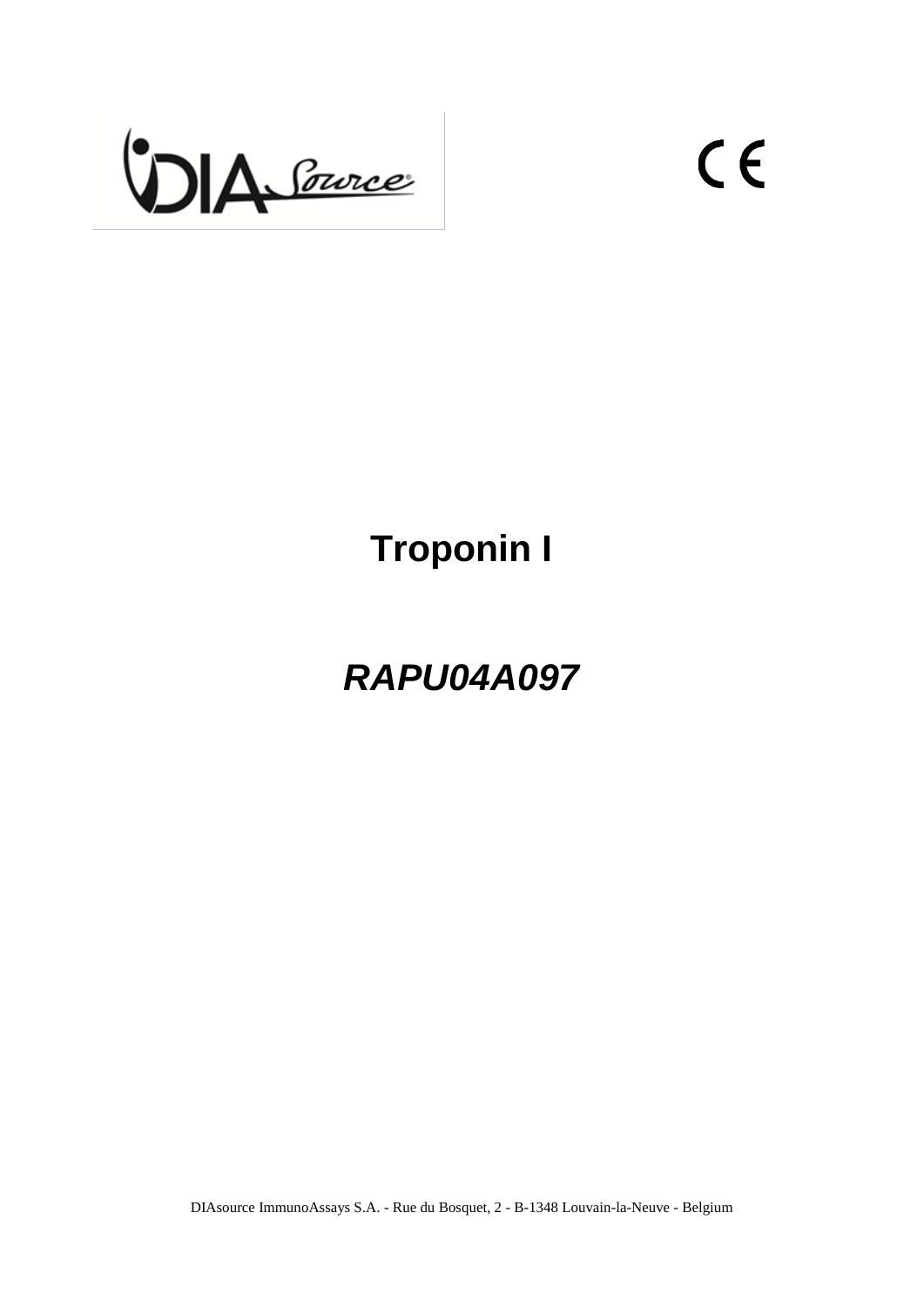# Troponin I

## *RAPU04A097*

DIAsource ImmunoAssays S.A. - Rue du Bosquet, 2 - B-1348 Louvain-la-Neuve - Belgium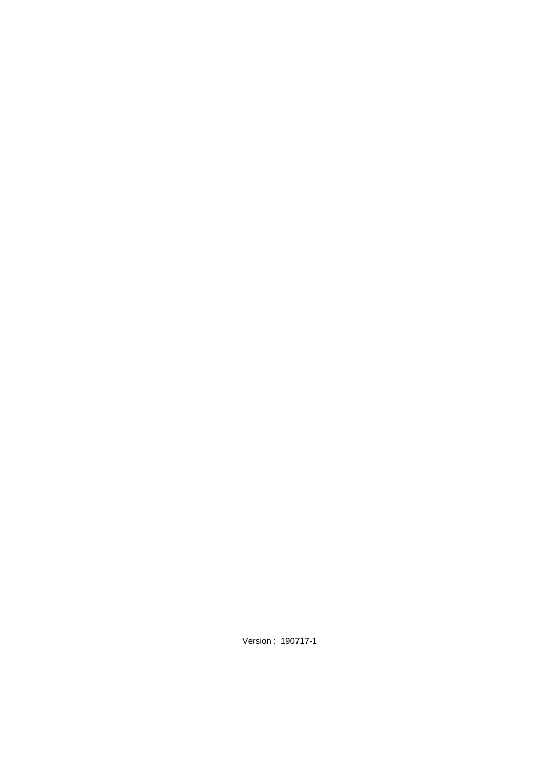Version : 190717-1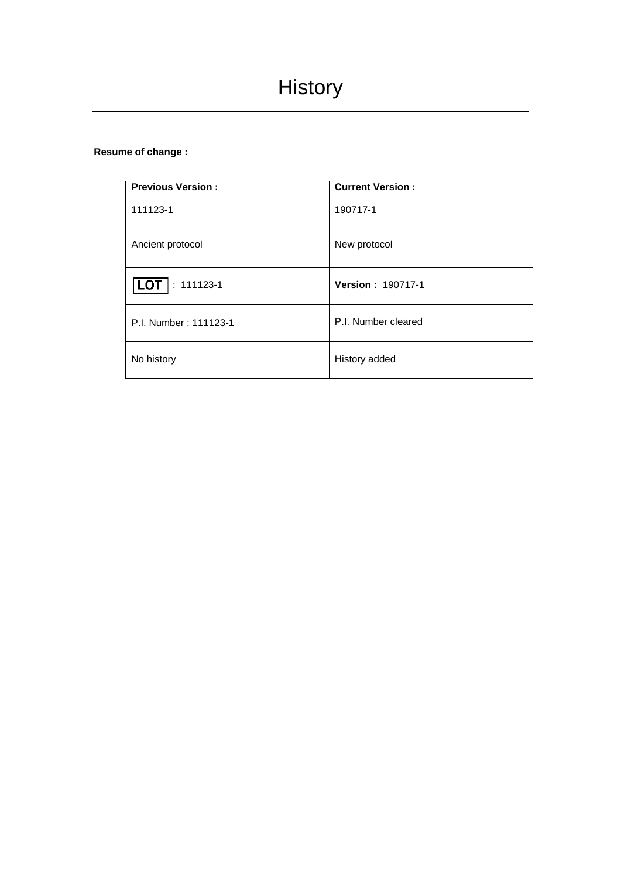# History

**Resume of change :**

| **Previous Version :** 111123-1 | **Current Version :** 190717-1 |
|---|---|
| Ancient protocol | New protocol |
| LOT : 111123-1 | **Version :** 190717-1 |
| P.I. Number : 111123-1 | P.I. Number cleared |
| No history | History added |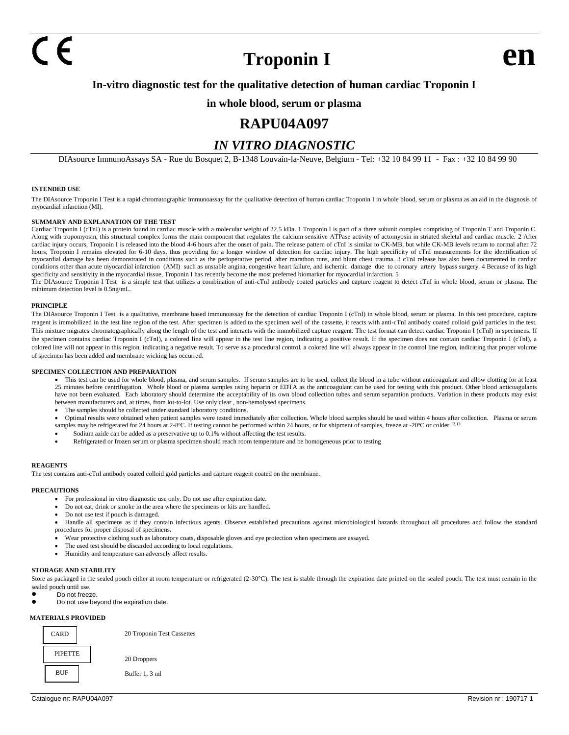CE

# Troponin I

**en**

**In-vitro diagnostic test for the qualitative detection of human cardiac Troponin I**

**in whole blood, serum or plasma**

## RAPU04A097

## *IN VITRO DIAGNOSTIC*

DIAsource ImmunoAssays SA - Rue du Bosquet 2, B-1348 Louvain-la-Neuve, Belgium - Tel: +32 10 84 99 11 - Fax : +32 10 84 99 90

### INTENDED USE

The DIAsource Troponin I Test is a rapid chromatographic immunoassay for the qualitative detection of human cardiac Troponin I in whole blood, serum or plasma as an aid in the diagnosis of myocardial infarction (MI).

### SUMMARY AND EXPLANATION OF THE TEST

Cardiac Troponin I (cTnI) is a protein found in cardiac muscle with a molecular weight of 22.5 kDa. 1 Troponin I is part of a three subunit complex comprising of Troponin T and Troponin C. Along with tropomyosin, this structural complex forms the main component that regulates the calcium sensitive ATPase activity of actomyosin in striated skeletal and cardiac muscle. 2 After cardiac injury occurs, Troponin I is released into the blood 4-6 hours after the onset of pain. The release pattern of cTnI is similar to CK-MB, but while CK-MB levels return to normal after 72 hours, Troponin I remains elevated for 6-10 days, thus providing for a longer window of detection for cardiac injury. The high specificity of cTnI measurements for the identification of myocardial damage has been demonstrated in conditions such as the perioperative period, after marathon runs, and blunt chest trauma. 3 cTnI release has also been documented in cardiac conditions other than acute myocardial infarction (AMI) such as unstable angina, congestive heart failure, and ischemic damage due to coronary artery bypass surgery. 4 Because of its high specificity and sensitivity in the myocardial tissue, Troponin I has recently become the most preferred biomarker for myocardial infarction. 5

The DIAsource Troponin I Test is a simple test that utilizes a combination of anti-cTnI antibody coated particles and capture reagent to detect cTnI in whole blood, serum or plasma. The minimum detection level is 0.5ng/mL.

### PRINCIPLE

The DIAsource Troponin I Test is a qualitative, membrane based immunoassay for the detection of cardiac Troponin I (cTnI) in whole blood, serum or plasma. In this test procedure, capture reagent is immobilized in the test line region of the test. After specimen is added to the specimen well of the cassette, it reacts with anti-cTnI antibody coated colloid gold particles in the test. This mixture migrates chromatographically along the length of the test and interacts with the immobilized capture reagent. The test format can detect cardiac Troponin I (cTnI) in specimens. If the specimen contains cardiac Troponin I (cTnI), a colored line will appear in the test line region, indicating a positive result. If the specimen does not contain cardiac Troponin I (cTnI), a colored line will not appear in this region, indicating a negative result. To serve as a procedural control, a colored line will always appear in the control line region, indicating that proper volume of specimen has been added and membrane wicking has occurred.

### SPECIMEN COLLECTION AND PREPARATION

- This test can be used for whole blood, plasma, and serum samples. If serum samples are to be used, collect the blood in a tube without anticoagulant and allow clotting for at least 25 minutes before centrifugation. Whole blood or plasma samples using heparin or EDTA as the anticoagulant can be used for testing with this product. Other blood anticoagulants have not been evaluated. Each laboratory should determine the acceptability of its own blood collection tubes and serum separation products. Variation in these products may exist between manufacturers and, at times, from lot-to-lot. Use only clear , non-hemolysed specimens.
- The samples should be collected under standard laboratory conditions.
- Optimal results were obtained when patient samples were tested immediately after collection. Whole blood samples should be used within 4 hours after collection. Plasma or serum samples may be refrigerated for 24 hours at 2-8ºC. If testing cannot be performed within 24 hours, or for shipment of samples, freeze at -20ºC or colder.[12,13]
- Sodium azide can be added as a preservative up to 0.1% without affecting the test results.
- Refrigerated or frozen serum or plasma specimen should reach room temperature and be homogeneous prior to testing

### REAGENTS

The test contains anti-cTnI antibody coated colloid gold particles and capture reagent coated on the membrane.

### PRECAUTIONS

- For professional in vitro diagnostic use only. Do not use after expiration date.
- Do not eat, drink or smoke in the area where the specimens or kits are handled.
- Do not use test if pouch is damaged.
- Handle all specimens as if they contain infectious agents. Observe established precautions against microbiological hazards throughout all procedures and follow the standard procedures for proper disposal of specimens.
- Wear protective clothing such as laboratory coats, disposable gloves and eye protection when specimens are assayed.
- The used test should be discarded according to local regulations.
- Humidity and temperature can adversely affect results.

### STORAGE AND STABILITY

Store as packaged in the sealed pouch either at room temperature or refrigerated (2-30°C). The test is stable through the expiration date printed on the sealed pouch. The test must remain in the sealed pouch until use.

- Do not freeze.
- Do not use beyond the expiration date.

### MATERIALS PROVIDED

| | |
|---|---|
| CARD | 20 Troponin Test Cassettes |
| PIPETTE | 20 Droppers |
| BUF | Buffer 1, 3 ml |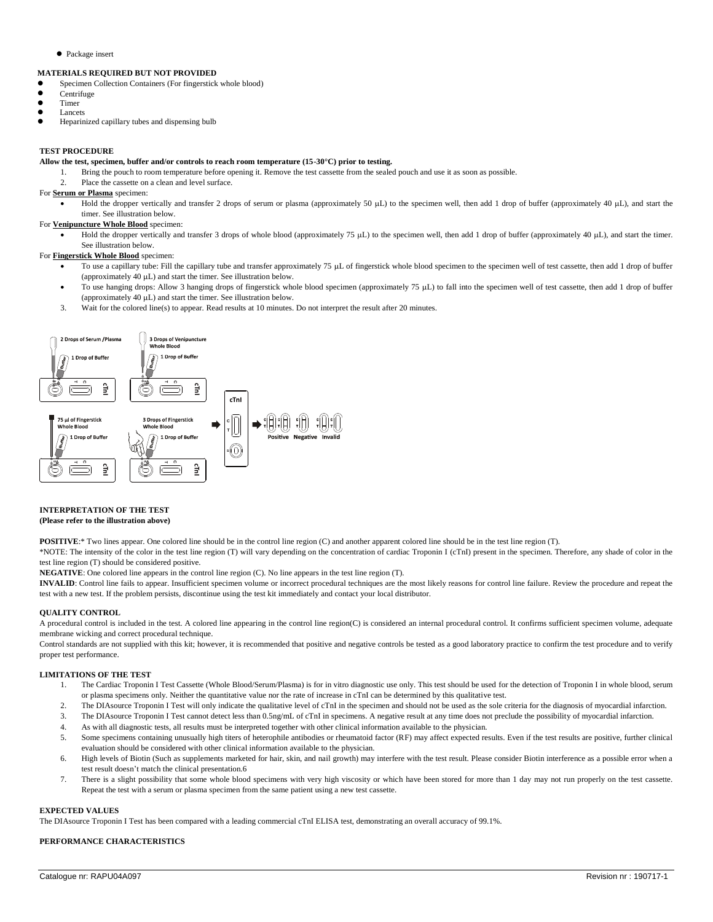- Package insert

**MATERIALS REQUIRED BUT NOT PROVIDED**

- Specimen Collection Containers (For fingerstick whole blood)
- Centrifuge
- Timer
- Lancets
- Heparinized capillary tubes and dispensing bulb

**TEST PROCEDURE**

**Allow the test, specimen, buffer and/or controls to reach room temperature (15-30°C) prior to testing.**

1. Bring the pouch to room temperature before opening it. Remove the test cassette from the sealed pouch and use it as soon as possible.
2. Place the cassette on a clean and level surface.

For **Serum or Plasma** specimen:

- Hold the dropper vertically and transfer 2 drops of serum or plasma (approximately 50 μL) to the specimen well, then add 1 drop of buffer (approximately 40 μL), and start the timer. See illustration below.

For **Venipuncture Whole Blood** specimen:

- Hold the dropper vertically and transfer 3 drops of whole blood (approximately 75 μL) to the specimen well, then add 1 drop of buffer (approximately 40 μL), and start the timer. See illustration below.

For **Fingerstick Whole Blood** specimen:

- To use a capillary tube: Fill the capillary tube and transfer approximately 75 μL of fingerstick whole blood specimen to the specimen well of test cassette, then add 1 drop of buffer (approximately 40 μL) and start the timer. See illustration below.
- To use hanging drops: Allow 3 hanging drops of fingerstick whole blood specimen (approximately 75 μL) to fall into the specimen well of test cassette, then add 1 drop of buffer (approximately 40 μL) and start the timer. See illustration below.

3. Wait for the colored line(s) to appear. Read results at 10 minutes. Do not interpret the result after 20 minutes.

2 Drops of Serum /Plasma — 1 Drop of Buffer
3 Drops of Venipuncture Whole Blood — 1 Drop of Buffer
75 μl of Fingerstick Whole Blood — 1 Drop of Buffer
3 Drops of Fingerstick Whole Blood — 1 Drop of Buffer
Positive Negative Invalid

**INTERPRETATION OF THE TEST**
**(Please refer to the illustration above)**

**POSITIVE**:* Two lines appear. One colored line should be in the control line region (C) and another apparent colored line should be in the test line region (T).

*NOTE: The intensity of the color in the test line region (T) will vary depending on the concentration of cardiac Troponin I (cTnI) present in the specimen. Therefore, any shade of color in the test line region (T) should be considered positive.

**NEGATIVE**: One colored line appears in the control line region (C). No line appears in the test line region (T).

**INVALID**: Control line fails to appear. Insufficient specimen volume or incorrect procedural techniques are the most likely reasons for control line failure. Review the procedure and repeat the test with a new test. If the problem persists, discontinue using the test kit immediately and contact your local distributor.

**QUALITY CONTROL**

A procedural control is included in the test. A colored line appearing in the control line region(C) is considered an internal procedural control. It confirms sufficient specimen volume, adequate membrane wicking and correct procedural technique.

Control standards are not supplied with this kit; however, it is recommended that positive and negative controls be tested as a good laboratory practice to confirm the test procedure and to verify proper test performance.

**LIMITATIONS OF THE TEST**

1. The Cardiac Troponin I Test Cassette (Whole Blood/Serum/Plasma) is for in vitro diagnostic use only. This test should be used for the detection of Troponin I in whole blood, serum or plasma specimens only. Neither the quantitative value nor the rate of increase in cTnI can be determined by this qualitative test.
2. The DIAsource Troponin I Test will only indicate the qualitative level of cTnI in the specimen and should not be used as the sole criteria for the diagnosis of myocardial infarction.
3. The DIAsource Troponin I Test cannot detect less than 0.5ng/mL of cTnI in specimens. A negative result at any time does not preclude the possibility of myocardial infarction.
4. As with all diagnostic tests, all results must be interpreted together with other clinical information available to the physician.
5. Some specimens containing unusually high titers of heterophile antibodies or rheumatoid factor (RF) may affect expected results. Even if the test results are positive, further clinical evaluation should be considered with other clinical information available to the physician.
6. High levels of Biotin (Such as supplements marketed for hair, skin, and nail growth) may interfere with the test result. Please consider Biotin interference as a possible error when a test result doesn't match the clinical presentation.6
7. There is a slight possibility that some whole blood specimens with very high viscosity or which have been stored for more than 1 day may not run properly on the test cassette. Repeat the test with a serum or plasma specimen from the same patient using a new test cassette.

**EXPECTED VALUES**

The DIAsource Troponin I Test has been compared with a leading commercial cTnI ELISA test, demonstrating an overall accuracy of 99.1%.

**PERFORMANCE CHARACTERISTICS**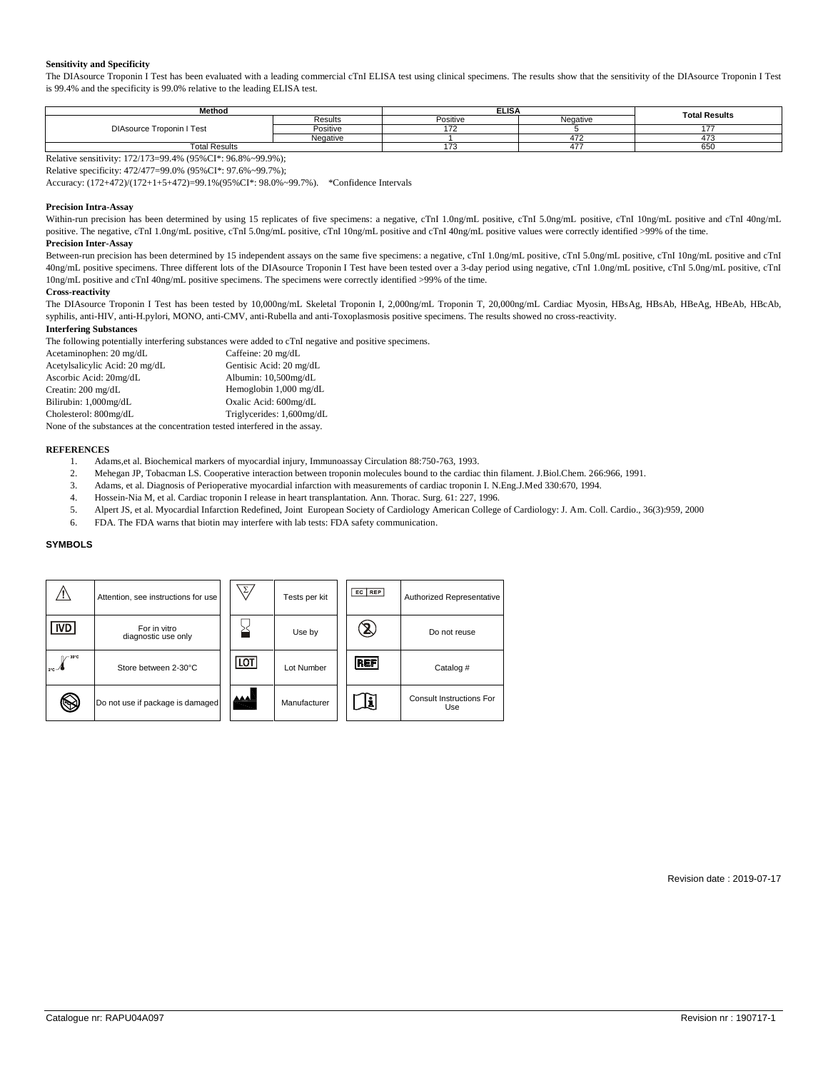**Sensitivity and Specificity**

The DIAsource Troponin I Test has been evaluated with a leading commercial cTnI ELISA test using clinical specimens. The results show that the sensitivity of the DIAsource Troponin I Test is 99.4% and the specificity is 99.0% relative to the leading ELISA test.

| Method | | ELISA | | Total Results |
|---|---|---|---|---|
| DIAsource Troponin I Test | Results | Positive | Negative | |
| | Positive | 172 | 5 | 177 |
| | Negative | 1 | 472 | 473 |
| Total Results | | 173 | 477 | 650 |

Relative sensitivity: 172/173=99.4% (95%CI*: 96.8%~99.9%);

Relative specificity: 472/477=99.0% (95%CI*: 97.6%~99.7%);

Accuracy: (172+472)/(172+1+5+472)=99.1%(95%CI*: 98.0%~99.7%). *Confidence Intervals

**Precision Intra-Assay**

Within-run precision has been determined by using 15 replicates of five specimens: a negative, cTnI 1.0ng/mL positive, cTnI 5.0ng/mL positive, cTnI 10ng/mL positive and cTnI 40ng/mL positive. The negative, cTnI 1.0ng/mL positive, cTnI 5.0ng/mL positive, cTnI 10ng/mL positive and cTnI 40ng/mL positive values were correctly identified >99% of the time.

**Precision Inter-Assay**

Between-run precision has been determined by 15 independent assays on the same five specimens: a negative, cTnI 1.0ng/mL positive, cTnI 5.0ng/mL positive, cTnI 10ng/mL positive and cTnI 40ng/mL positive specimens. Three different lots of the DIAsource Troponin I Test have been tested over a 3-day period using negative, cTnI 1.0ng/mL positive, cTnI 5.0ng/mL positive, cTnI 10ng/mL positive and cTnI 40ng/mL positive specimens. The specimens were correctly identified >99% of the time.

**Cross-reactivity**

The DIAsource Troponin I Test has been tested by 10,000ng/mL Skeletal Troponin I, 2,000ng/mL Troponin T, 20,000ng/mL Cardiac Myosin, HBsAg, HBsAb, HBeAg, HBeAb, HBcAb, syphilis, anti-HIV, anti-H.pylori, MONO, anti-CMV, anti-Rubella and anti-Toxoplasmosis positive specimens. The results showed no cross-reactivity.

**Interfering Substances**

The following potentially interfering substances were added to cTnI negative and positive specimens.

| | |
|---|---|
| Acetaminophen: 20 mg/dL | Caffeine: 20 mg/dL |
| Acetylsalicylic Acid: 20 mg/dL | Gentisic Acid: 20 mg/dL |
| Ascorbic Acid: 20mg/dL | Albumin: 10,500mg/dL |
| Creatin: 200 mg/dL | Hemoglobin 1,000 mg/dL |
| Bilirubin: 1,000mg/dL | Oxalic Acid: 600mg/dL |
| Cholesterol: 800mg/dL | Triglycerides: 1,600mg/dL |

None of the substances at the concentration tested interfered in the assay.

**REFERENCES**

1. Adams,et al. Biochemical markers of myocardial injury, Immunoassay Circulation 88:750-763, 1993.
2. Mehegan JP, Tobacman LS. Cooperative interaction between troponin molecules bound to the cardiac thin filament. J.Biol.Chem. 266:966, 1991.
3. Adams, et al. Diagnosis of Perioperative myocardial infarction with measurements of cardiac troponin I. N.Eng.J.Med 330:670, 1994.
4. Hossein-Nia M, et al. Cardiac troponin I release in heart transplantation. Ann. Thorac. Surg. 61: 227, 1996.
5. Alpert JS, et al. Myocardial Infarction Redefined, Joint European Society of Cardiology American College of Cardiology: J. Am. Coll. Cardio., 36(3):959, 2000
6. FDA. The FDA warns that biotin may interfere with lab tests: FDA safety communication.

**SYMBOLS**

| | | | | | |
|---|---|---|---|---|---|
| ⚠ | Attention, see instructions for use | Σ | Tests per kit | EC REP | Authorized Representative |
| IVD | For in vitro diagnostic use only | ⌛ | Use by | ② | Do not reuse |
| 2°C–30°C | Store between 2-30°C | LOT | Lot Number | REF | Catalog # |
| | Do not use if package is damaged | | Manufacturer | | Consult Instructions For Use |

Revision date : 2019-07-17

Catalogue nr: RAPU04A097

Revision nr : 190717-1